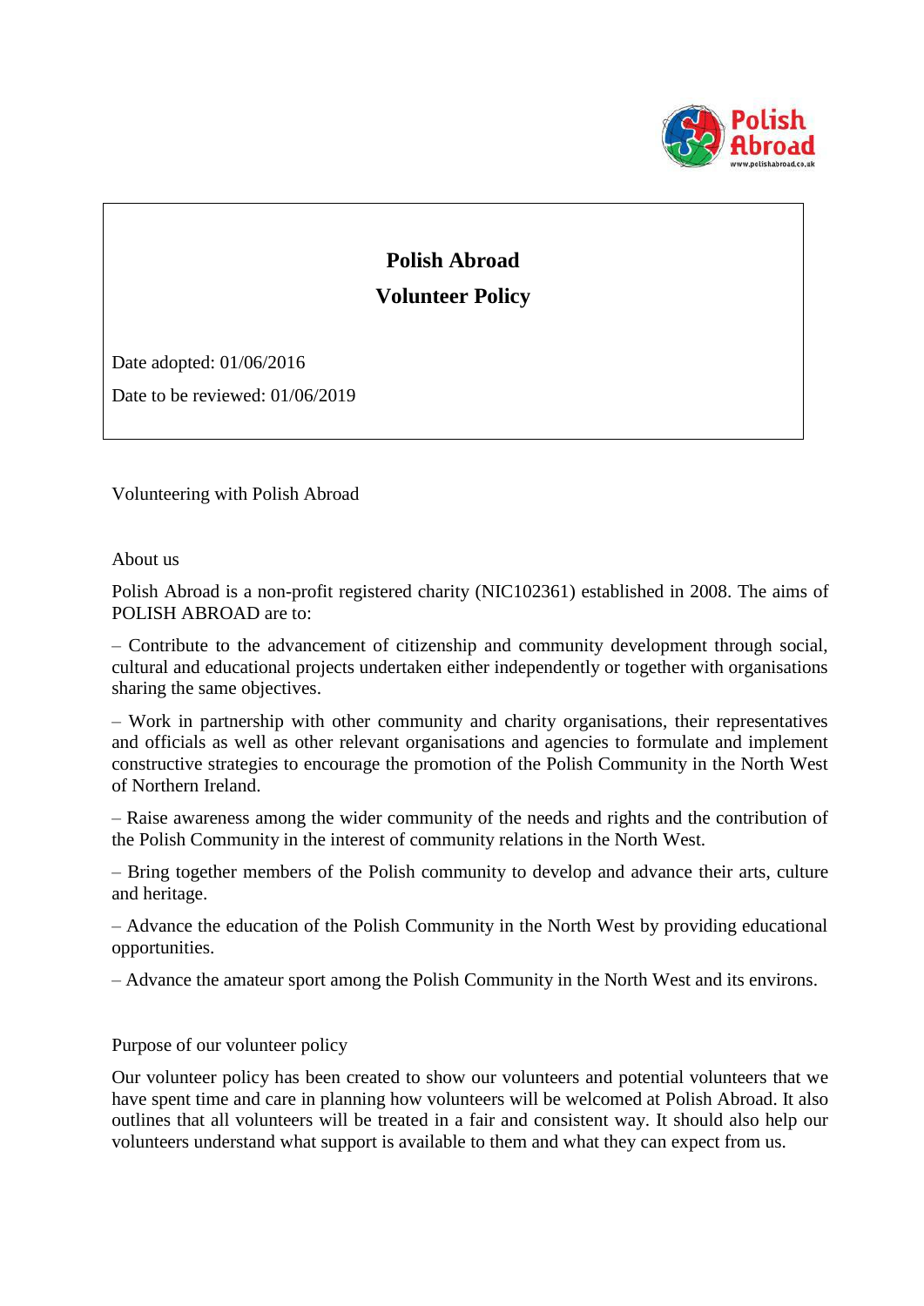# Polish Abroad
## Volunteer Policy

Date adopted: 01/06/2016

Date to be reviewed: 01/06/2019

Volunteering with Polish Abroad

About us

Polish Abroad is a non-profit registered charity (NIC102361) established in 2008. The aims of POLISH ABROAD are to:

– Contribute to the advancement of citizenship and community development through social, cultural and educational projects undertaken either independently or together with organisations sharing the same objectives.

– Work in partnership with other community and charity organisations, their representatives and officials as well as other relevant organisations and agencies to formulate and implement constructive strategies to encourage the promotion of the Polish Community in the North West of Northern Ireland.

– Raise awareness among the wider community of the needs and rights and the contribution of the Polish Community in the interest of community relations in the North West.

– Bring together members of the Polish community to develop and advance their arts, culture and heritage.

– Advance the education of the Polish Community in the North West by providing educational opportunities.

– Advance the amateur sport among the Polish Community in the North West and its environs.

Purpose of our volunteer policy

Our volunteer policy has been created to show our volunteers and potential volunteers that we have spent time and care in planning how volunteers will be welcomed at Polish Abroad. It also outlines that all volunteers will be treated in a fair and consistent way. It should also help our volunteers understand what support is available to them and what they can expect from us.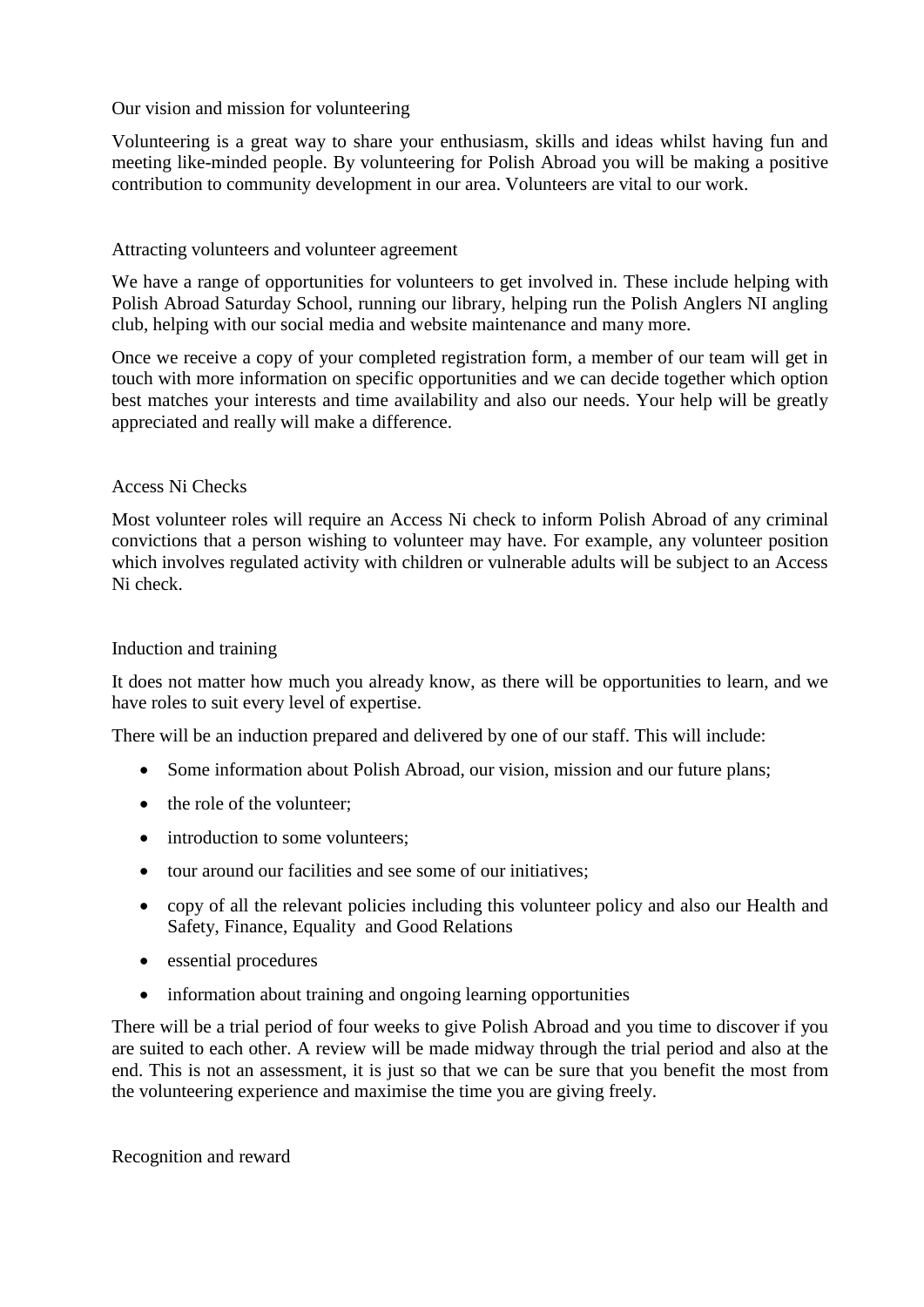## Our vision and mission for volunteering

Volunteering is a great way to share your enthusiasm, skills and ideas whilst having fun and meeting like-minded people. By volunteering for Polish Abroad you will be making a positive contribution to community development in our area. Volunteers are vital to our work.

## Attracting volunteers and volunteer agreement

We have a range of opportunities for volunteers to get involved in. These include helping with Polish Abroad Saturday School, running our library, helping run the Polish Anglers NI angling club, helping with our social media and website maintenance and many more.

Once we receive a copy of your completed registration form, a member of our team will get in touch with more information on specific opportunities and we can decide together which option best matches your interests and time availability and also our needs. Your help will be greatly appreciated and really will make a difference.

## Access Ni Checks

Most volunteer roles will require an Access Ni check to inform Polish Abroad of any criminal convictions that a person wishing to volunteer may have. For example, any volunteer position which involves regulated activity with children or vulnerable adults will be subject to an Access Ni check.

## Induction and training

It does not matter how much you already know, as there will be opportunities to learn, and we have roles to suit every level of expertise.

There will be an induction prepared and delivered by one of our staff. This will include:

- Some information about Polish Abroad, our vision, mission and our future plans;
- the role of the volunteer;
- introduction to some volunteers;
- tour around our facilities and see some of our initiatives;
- copy of all the relevant policies including this volunteer policy and also our Health and Safety, Finance, Equality and Good Relations
- essential procedures
- information about training and ongoing learning opportunities

There will be a trial period of four weeks to give Polish Abroad and you time to discover if you are suited to each other. A review will be made midway through the trial period and also at the end. This is not an assessment, it is just so that we can be sure that you benefit the most from the volunteering experience and maximise the time you are giving freely.

## Recognition and reward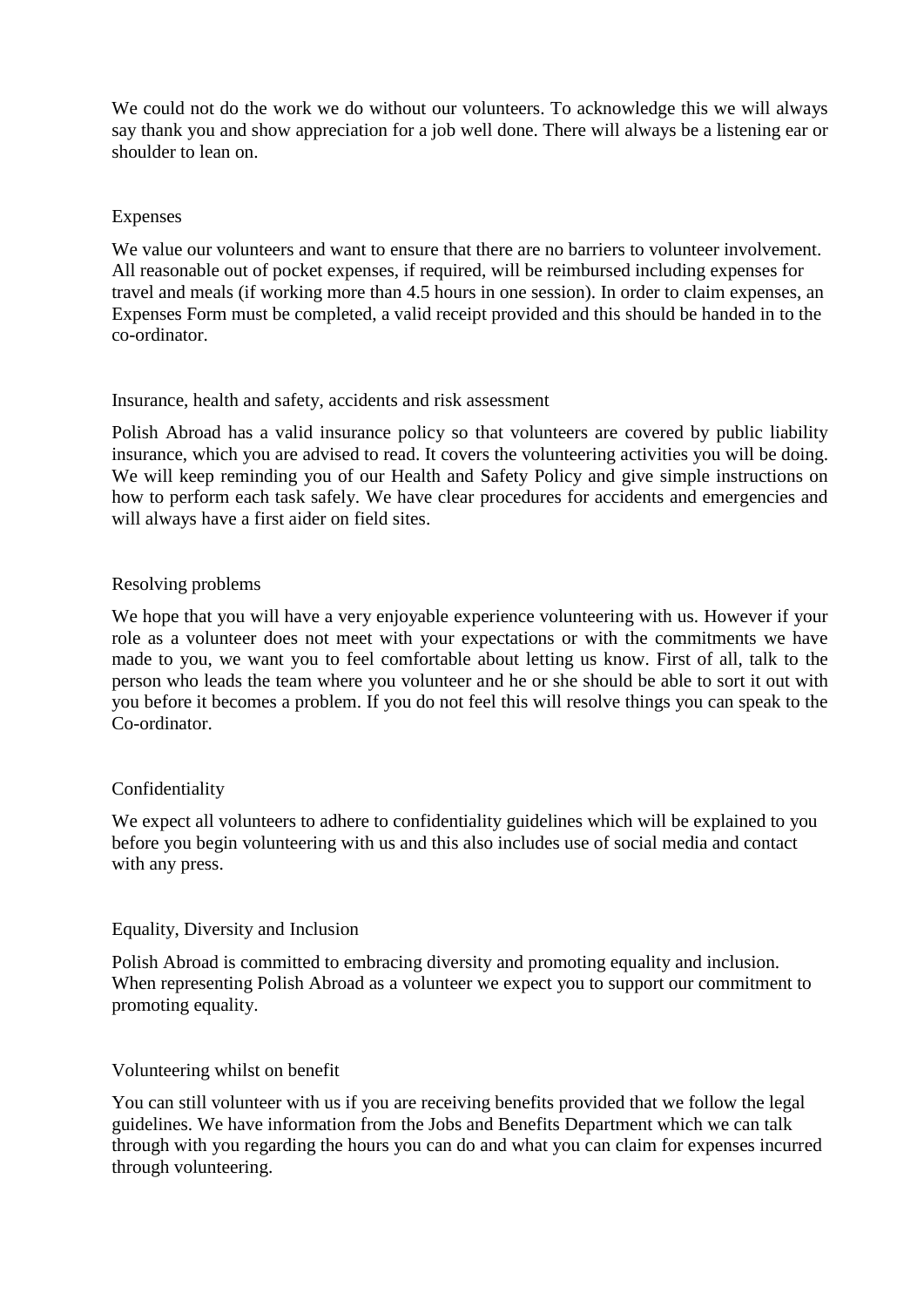We could not do the work we do without our volunteers. To acknowledge this we will always say thank you and show appreciation for a job well done. There will always be a listening ear or shoulder to lean on.

## Expenses

We value our volunteers and want to ensure that there are no barriers to volunteer involvement. All reasonable out of pocket expenses, if required, will be reimbursed including expenses for travel and meals (if working more than 4.5 hours in one session). In order to claim expenses, an Expenses Form must be completed, a valid receipt provided and this should be handed in to the co-ordinator.

## Insurance, health and safety, accidents and risk assessment

Polish Abroad has a valid insurance policy so that volunteers are covered by public liability insurance, which you are advised to read. It covers the volunteering activities you will be doing. We will keep reminding you of our Health and Safety Policy and give simple instructions on how to perform each task safely. We have clear procedures for accidents and emergencies and will always have a first aider on field sites.

## Resolving problems

We hope that you will have a very enjoyable experience volunteering with us. However if your role as a volunteer does not meet with your expectations or with the commitments we have made to you, we want you to feel comfortable about letting us know. First of all, talk to the person who leads the team where you volunteer and he or she should be able to sort it out with you before it becomes a problem. If you do not feel this will resolve things you can speak to the Co-ordinator.

## Confidentiality

We expect all volunteers to adhere to confidentiality guidelines which will be explained to you before you begin volunteering with us and this also includes use of social media and contact with any press.

## Equality, Diversity and Inclusion

Polish Abroad is committed to embracing diversity and promoting equality and inclusion. When representing Polish Abroad as a volunteer we expect you to support our commitment to promoting equality.

## Volunteering whilst on benefit

You can still volunteer with us if you are receiving benefits provided that we follow the legal guidelines. We have information from the Jobs and Benefits Department which we can talk through with you regarding the hours you can do and what you can claim for expenses incurred through volunteering.